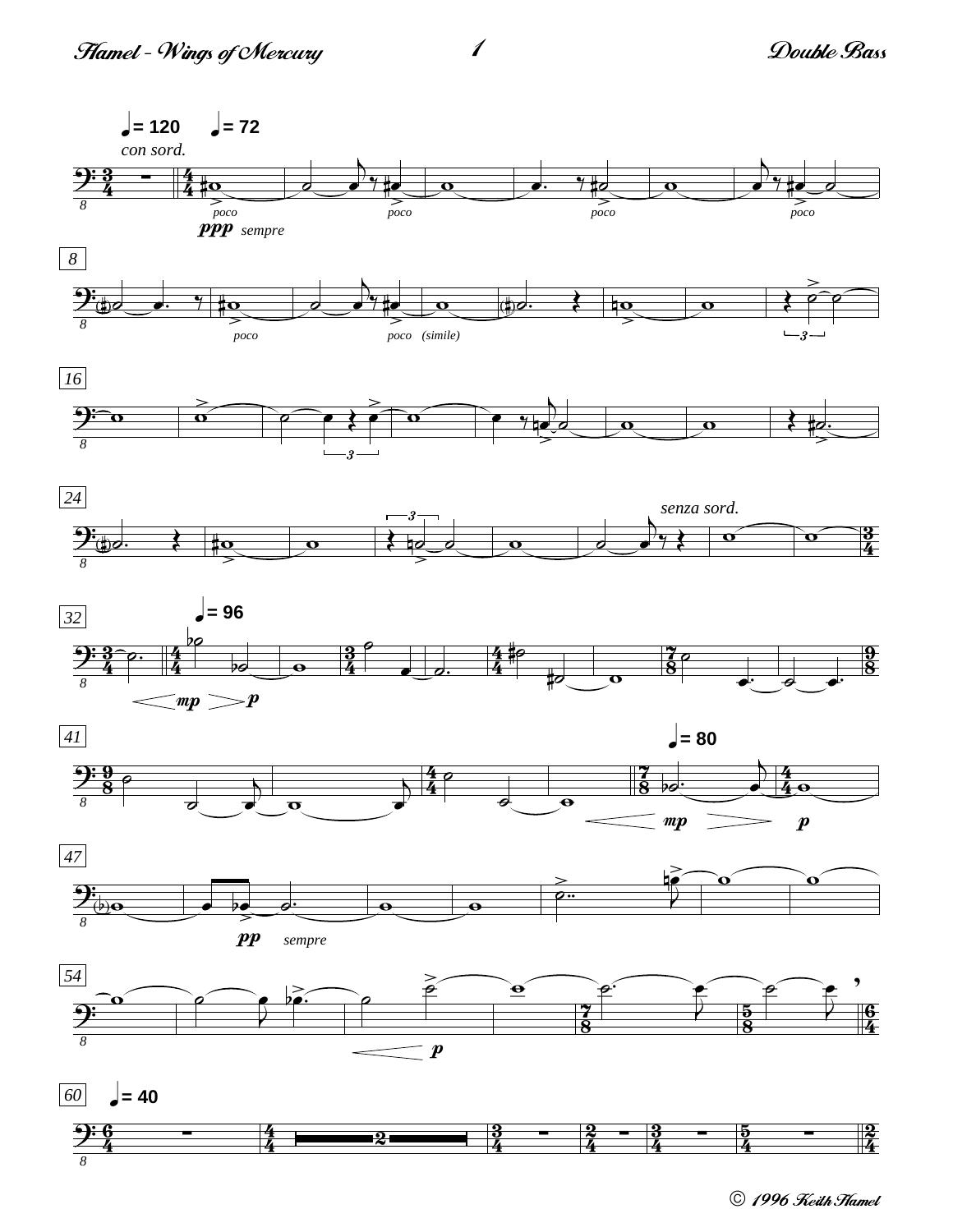# Hamel - Wings of Mercury

Double Bass

© 1996 Keith Hamel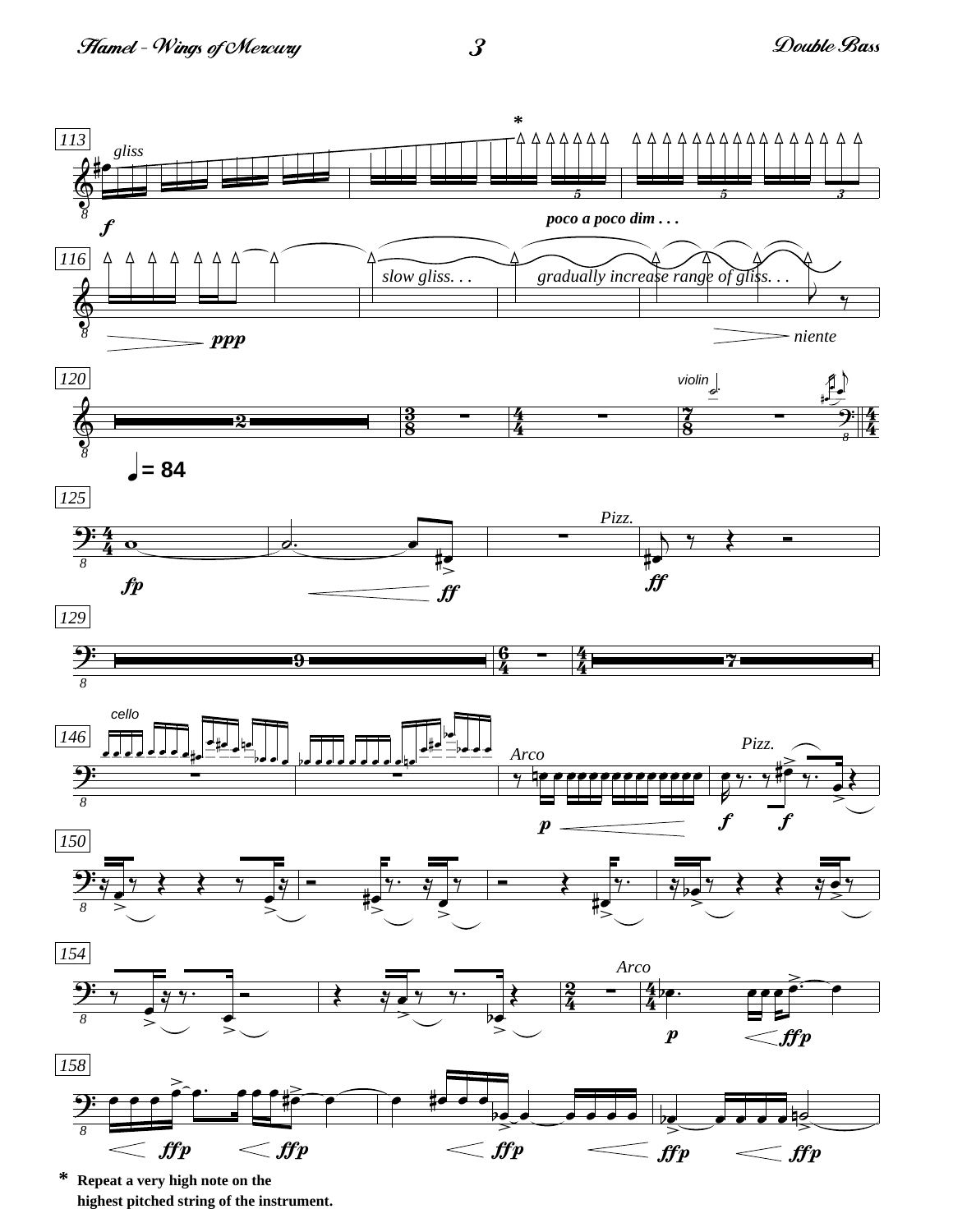* Repeat a very high note on the highest pitched string of the instrument.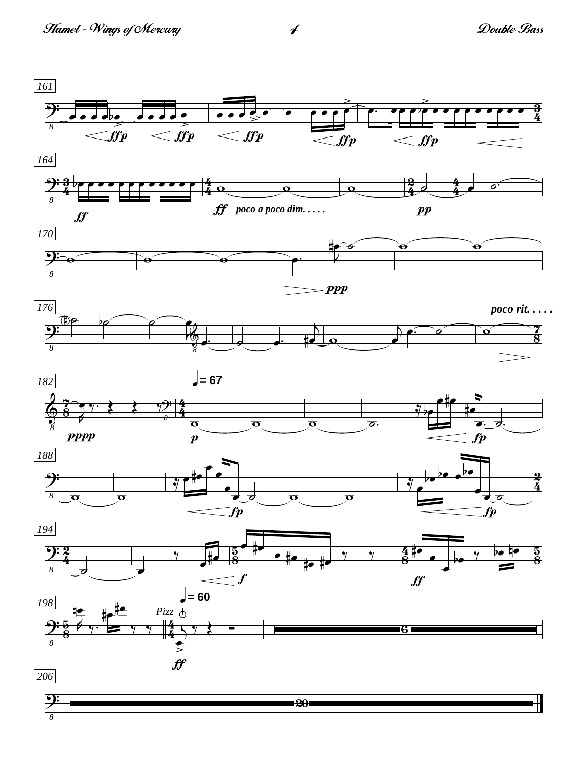161

*ffp* *ffp* *ffp* *ffp* *ffp*

164

*ff* *ff* *poco a poco dim. . . . .* *pp*

170

*ppp*

176

*poco rit. . . . .*

182

♩= 67

*pppp* *p* *fp*

188

*fp* *fp*

194

*f* *ff*

198

♩= 60

Pizz

*ff*

6

206

20